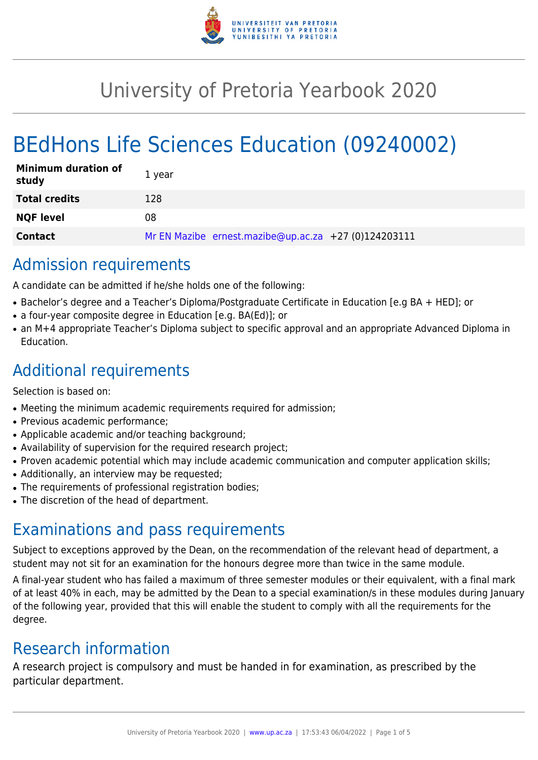# University of Pretoria Yearbook 2020

# BEdHons Life Sciences Education (09240002)

| | |
|---|---|
| **Minimum duration of study** | 1 year |
| **Total credits** | 128 |
| **NQF level** | 08 |
| **Contact** | Mr EN Mazibe ernest.mazibe@up.ac.za +27 (0)124203111 |

## Admission requirements

A candidate can be admitted if he/she holds one of the following:

- Bachelor's degree and a Teacher's Diploma/Postgraduate Certificate in Education [e.g BA + HED]; or
- a four-year composite degree in Education [e.g. BA(Ed)]; or
- an M+4 appropriate Teacher's Diploma subject to specific approval and an appropriate Advanced Diploma in Education.

## Additional requirements

Selection is based on:

- Meeting the minimum academic requirements required for admission;
- Previous academic performance;
- Applicable academic and/or teaching background;
- Availability of supervision for the required research project;
- Proven academic potential which may include academic communication and computer application skills;
- Additionally, an interview may be requested;
- The requirements of professional registration bodies;
- The discretion of the head of department.

## Examinations and pass requirements

Subject to exceptions approved by the Dean, on the recommendation of the relevant head of department, a student may not sit for an examination for the honours degree more than twice in the same module.

A final-year student who has failed a maximum of three semester modules or their equivalent, with a final mark of at least 40% in each, may be admitted by the Dean to a special examination/s in these modules during January of the following year, provided that this will enable the student to comply with all the requirements for the degree.

## Research information

A research project is compulsory and must be handed in for examination, as prescribed by the particular department.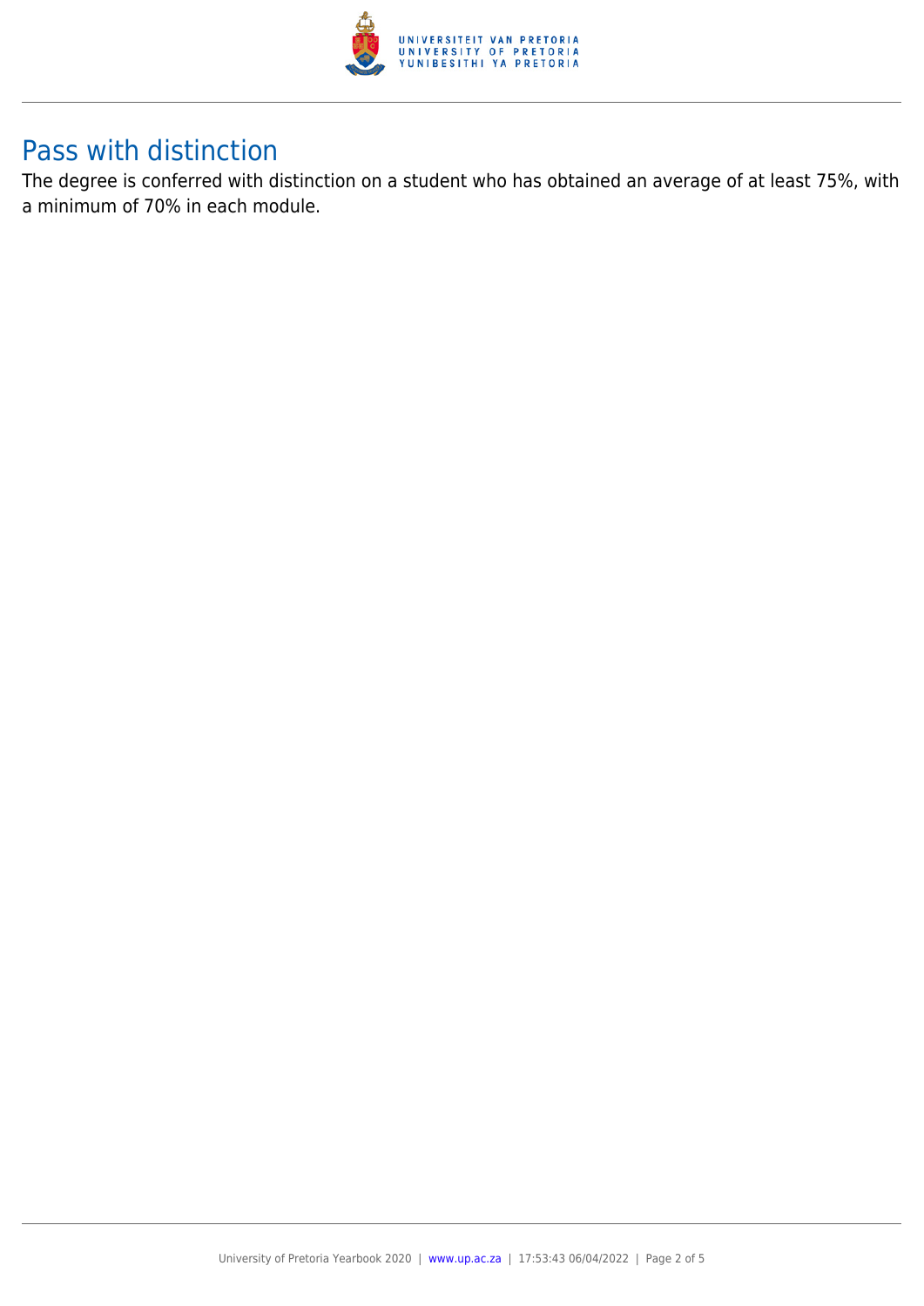## Pass with distinction

The degree is conferred with distinction on a student who has obtained an average of at least 75%, with a minimum of 70% in each module.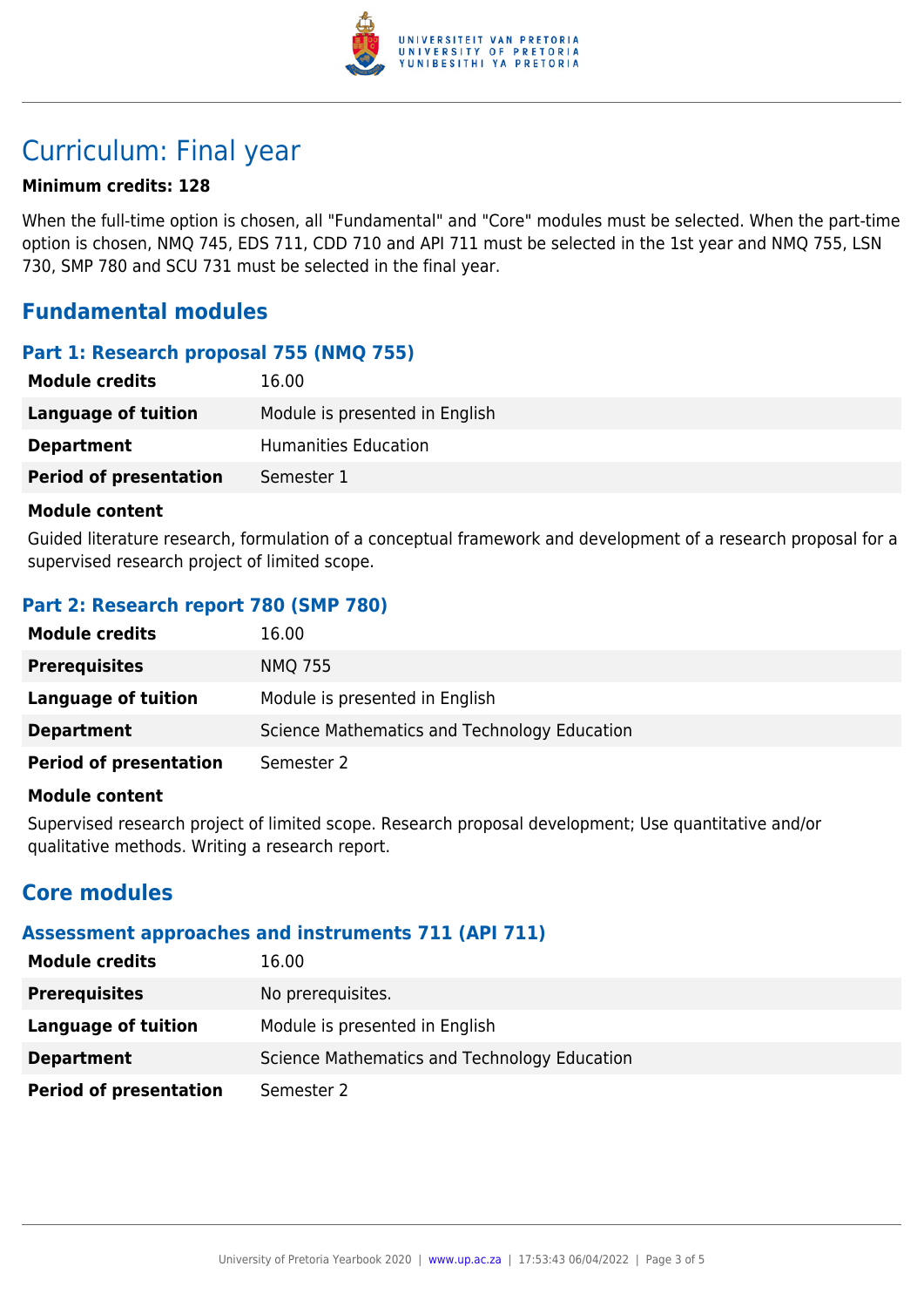# Curriculum: Final year

**Minimum credits: 128**

When the full-time option is chosen, all "Fundamental" and "Core" modules must be selected. When the part-time option is chosen, NMQ 745, EDS 711, CDD 710 and API 711 must be selected in the 1st year and NMQ 755, LSN 730, SMP 780 and SCU 731 must be selected in the final year.

## Fundamental modules

### Part 1: Research proposal 755 (NMQ 755)

| | |
|---|---|
| **Module credits** | 16.00 |
| **Language of tuition** | Module is presented in English |
| **Department** | Humanities Education |
| **Period of presentation** | Semester 1 |

**Module content**

Guided literature research, formulation of a conceptual framework and development of a research proposal for a supervised research project of limited scope.

### Part 2: Research report 780 (SMP 780)

| | |
|---|---|
| **Module credits** | 16.00 |
| **Prerequisites** | NMQ 755 |
| **Language of tuition** | Module is presented in English |
| **Department** | Science Mathematics and Technology Education |
| **Period of presentation** | Semester 2 |

**Module content**

Supervised research project of limited scope. Research proposal development; Use quantitative and/or qualitative methods. Writing a research report.

## Core modules

### Assessment approaches and instruments 711 (API 711)

| | |
|---|---|
| **Module credits** | 16.00 |
| **Prerequisites** | No prerequisites. |
| **Language of tuition** | Module is presented in English |
| **Department** | Science Mathematics and Technology Education |
| **Period of presentation** | Semester 2 |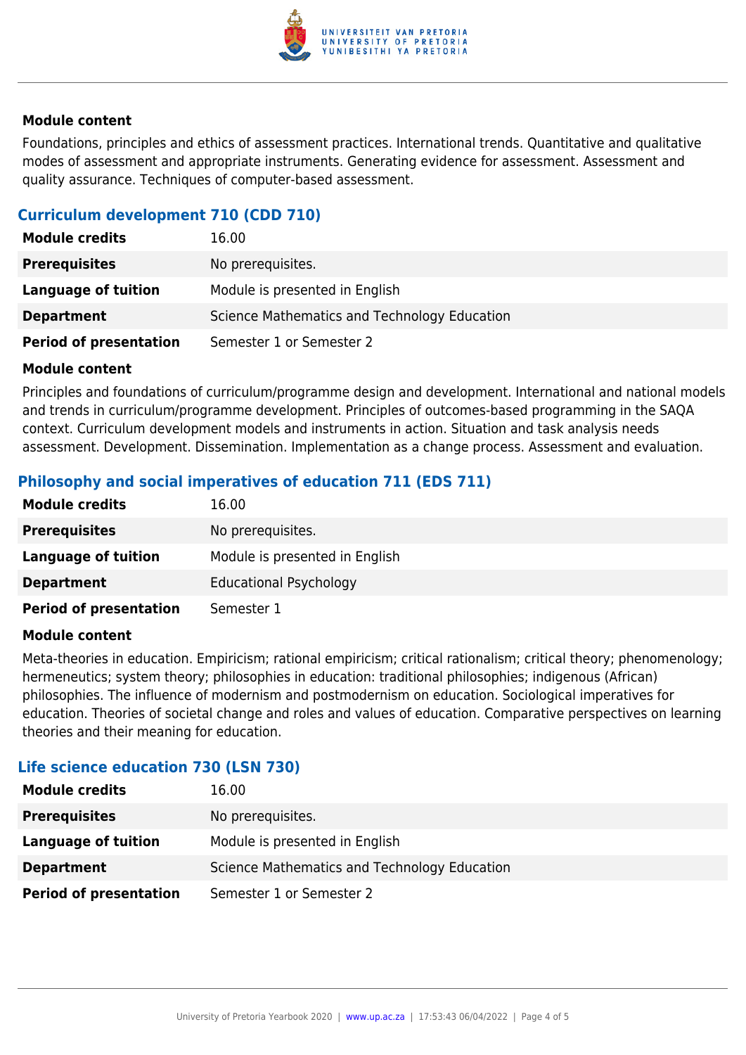**Module content**

Foundations, principles and ethics of assessment practices. International trends. Quantitative and qualitative modes of assessment and appropriate instruments. Generating evidence for assessment. Assessment and quality assurance. Techniques of computer-based assessment.

### Curriculum development 710 (CDD 710)

| | |
|---|---|
| **Module credits** | 16.00 |
| **Prerequisites** | No prerequisites. |
| **Language of tuition** | Module is presented in English |
| **Department** | Science Mathematics and Technology Education |
| **Period of presentation** | Semester 1 or Semester 2 |

**Module content**

Principles and foundations of curriculum/programme design and development. International and national models and trends in curriculum/programme development. Principles of outcomes-based programming in the SAQA context. Curriculum development models and instruments in action. Situation and task analysis needs assessment. Development. Dissemination. Implementation as a change process. Assessment and evaluation.

### Philosophy and social imperatives of education 711 (EDS 711)

| | |
|---|---|
| **Module credits** | 16.00 |
| **Prerequisites** | No prerequisites. |
| **Language of tuition** | Module is presented in English |
| **Department** | Educational Psychology |
| **Period of presentation** | Semester 1 |

**Module content**

Meta-theories in education. Empiricism; rational empiricism; critical rationalism; critical theory; phenomenology; hermeneutics; system theory; philosophies in education: traditional philosophies; indigenous (African) philosophies. The influence of modernism and postmodernism on education. Sociological imperatives for education. Theories of societal change and roles and values of education. Comparative perspectives on learning theories and their meaning for education.

### Life science education 730 (LSN 730)

| | |
|---|---|
| **Module credits** | 16.00 |
| **Prerequisites** | No prerequisites. |
| **Language of tuition** | Module is presented in English |
| **Department** | Science Mathematics and Technology Education |
| **Period of presentation** | Semester 1 or Semester 2 |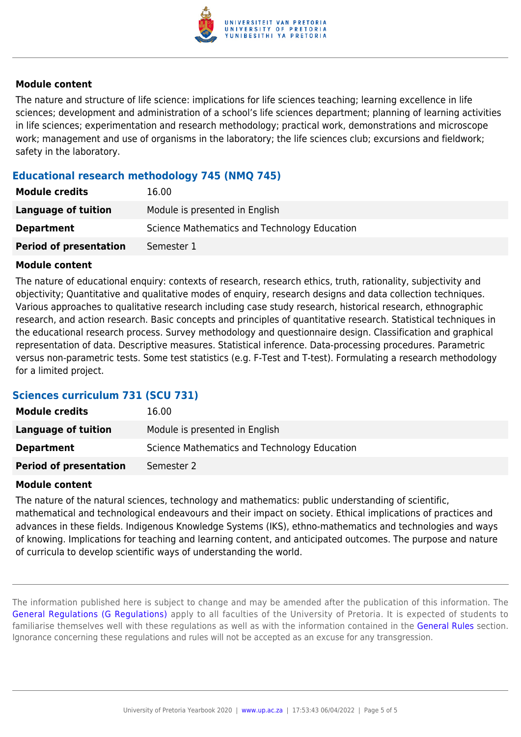**Module content**

The nature and structure of life science: implications for life sciences teaching; learning excellence in life sciences; development and administration of a school's life sciences department; planning of learning activities in life sciences; experimentation and research methodology; practical work, demonstrations and microscope work; management and use of organisms in the laboratory; the life sciences club; excursions and fieldwork; safety in the laboratory.

### Educational research methodology 745 (NMQ 745)

| | |
|---|---|
| **Module credits** | 16.00 |
| **Language of tuition** | Module is presented in English |
| **Department** | Science Mathematics and Technology Education |
| **Period of presentation** | Semester 1 |

**Module content**

The nature of educational enquiry: contexts of research, research ethics, truth, rationality, subjectivity and objectivity; Quantitative and qualitative modes of enquiry, research designs and data collection techniques. Various approaches to qualitative research including case study research, historical research, ethnographic research, and action research. Basic concepts and principles of quantitative research. Statistical techniques in the educational research process. Survey methodology and questionnaire design. Classification and graphical representation of data. Descriptive measures. Statistical inference. Data-processing procedures. Parametric versus non-parametric tests. Some test statistics (e.g. F-Test and T-test). Formulating a research methodology for a limited project.

### Sciences curriculum 731 (SCU 731)

| | |
|---|---|
| **Module credits** | 16.00 |
| **Language of tuition** | Module is presented in English |
| **Department** | Science Mathematics and Technology Education |
| **Period of presentation** | Semester 2 |

**Module content**

The nature of the natural sciences, technology and mathematics: public understanding of scientific, mathematical and technological endeavours and their impact on society. Ethical implications of practices and advances in these fields. Indigenous Knowledge Systems (IKS), ethno-mathematics and technologies and ways of knowing. Implications for teaching and learning content, and anticipated outcomes. The purpose and nature of curricula to develop scientific ways of understanding the world.

The information published here is subject to change and may be amended after the publication of this information. The General Regulations (G Regulations) apply to all faculties of the University of Pretoria. It is expected of students to familiarise themselves well with these regulations as well as with the information contained in the General Rules section. Ignorance concerning these regulations and rules will not be accepted as an excuse for any transgression.